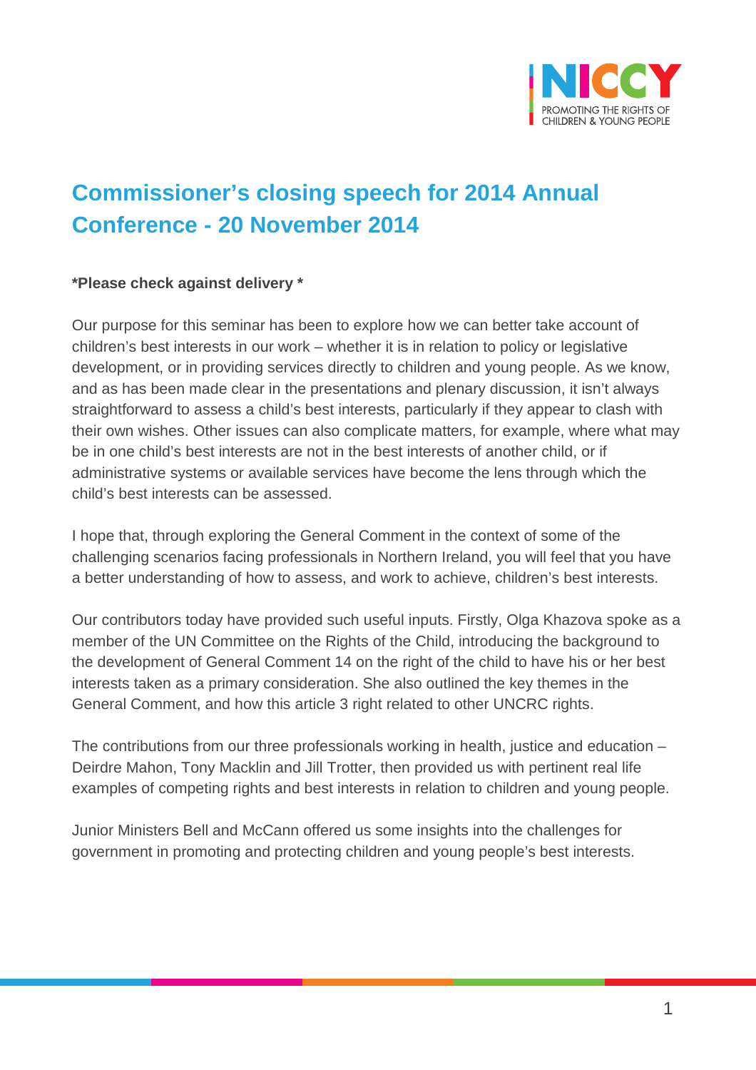# Commissioner's closing speech for 2014 Annual Conference - 20 November 2014

**\*Please check against delivery \***

Our purpose for this seminar has been to explore how we can better take account of children's best interests in our work – whether it is in relation to policy or legislative development, or in providing services directly to children and young people. As we know, and as has been made clear in the presentations and plenary discussion, it isn't always straightforward to assess a child's best interests, particularly if they appear to clash with their own wishes. Other issues can also complicate matters, for example, where what may be in one child's best interests are not in the best interests of another child, or if administrative systems or available services have become the lens through which the child's best interests can be assessed.

I hope that, through exploring the General Comment in the context of some of the challenging scenarios facing professionals in Northern Ireland, you will feel that you have a better understanding of how to assess, and work to achieve, children's best interests.

Our contributors today have provided such useful inputs. Firstly, Olga Khazova spoke as a member of the UN Committee on the Rights of the Child, introducing the background to the development of General Comment 14 on the right of the child to have his or her best interests taken as a primary consideration. She also outlined the key themes in the General Comment, and how this article 3 right related to other UNCRC rights.

The contributions from our three professionals working in health, justice and education – Deirdre Mahon, Tony Macklin and Jill Trotter, then provided us with pertinent real life examples of competing rights and best interests in relation to children and young people.

Junior Ministers Bell and McCann offered us some insights into the challenges for government in promoting and protecting children and young people's best interests.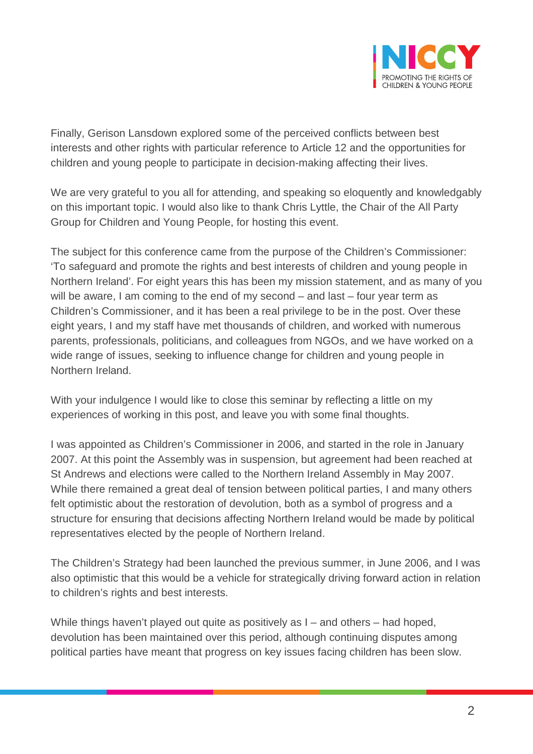Finally, Gerison Lansdown explored some of the perceived conflicts between best interests and other rights with particular reference to Article 12 and the opportunities for children and young people to participate in decision-making affecting their lives.

We are very grateful to you all for attending, and speaking so eloquently and knowledgably on this important topic. I would also like to thank Chris Lyttle, the Chair of the All Party Group for Children and Young People, for hosting this event.

The subject for this conference came from the purpose of the Children's Commissioner: 'To safeguard and promote the rights and best interests of children and young people in Northern Ireland'. For eight years this has been my mission statement, and as many of you will be aware, I am coming to the end of my second – and last – four year term as Children's Commissioner, and it has been a real privilege to be in the post. Over these eight years, I and my staff have met thousands of children, and worked with numerous parents, professionals, politicians, and colleagues from NGOs, and we have worked on a wide range of issues, seeking to influence change for children and young people in Northern Ireland.

With your indulgence I would like to close this seminar by reflecting a little on my experiences of working in this post, and leave you with some final thoughts.

I was appointed as Children's Commissioner in 2006, and started in the role in January 2007. At this point the Assembly was in suspension, but agreement had been reached at St Andrews and elections were called to the Northern Ireland Assembly in May 2007. While there remained a great deal of tension between political parties, I and many others felt optimistic about the restoration of devolution, both as a symbol of progress and a structure for ensuring that decisions affecting Northern Ireland would be made by political representatives elected by the people of Northern Ireland.

The Children's Strategy had been launched the previous summer, in June 2006, and I was also optimistic that this would be a vehicle for strategically driving forward action in relation to children's rights and best interests.

While things haven't played out quite as positively as I – and others – had hoped, devolution has been maintained over this period, although continuing disputes among political parties have meant that progress on key issues facing children has been slow.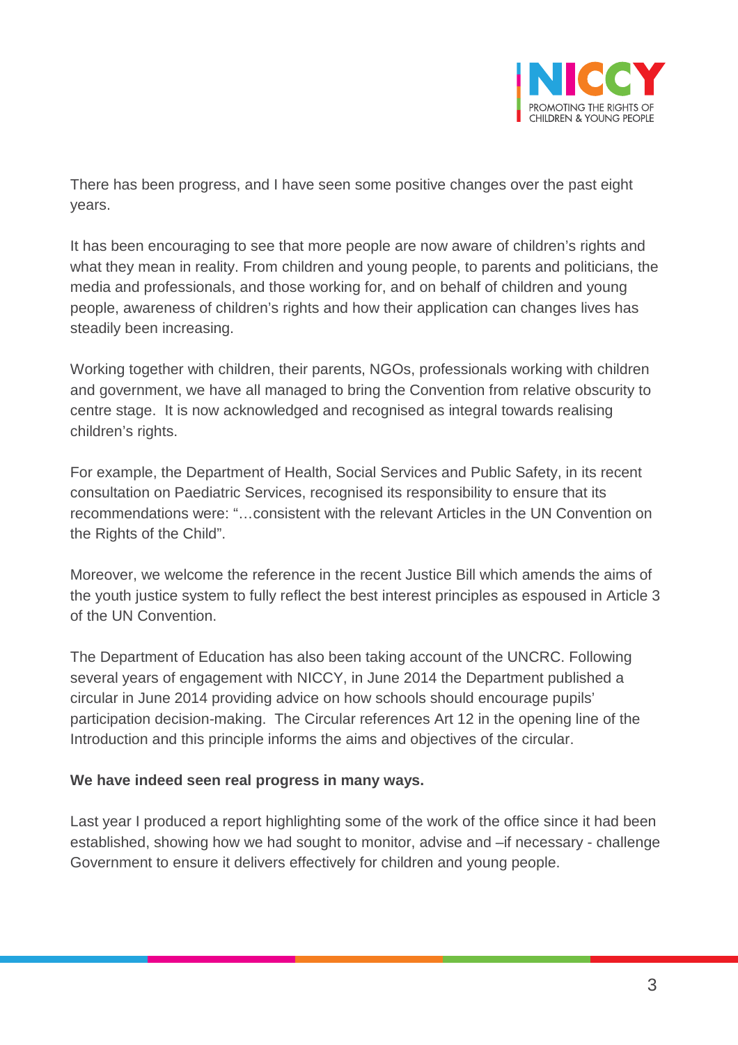There has been progress, and I have seen some positive changes over the past eight years.

It has been encouraging to see that more people are now aware of children's rights and what they mean in reality. From children and young people, to parents and politicians, the media and professionals, and those working for, and on behalf of children and young people, awareness of children's rights and how their application can changes lives has steadily been increasing.

Working together with children, their parents, NGOs, professionals working with children and government, we have all managed to bring the Convention from relative obscurity to centre stage. It is now acknowledged and recognised as integral towards realising children's rights.

For example, the Department of Health, Social Services and Public Safety, in its recent consultation on Paediatric Services, recognised its responsibility to ensure that its recommendations were: "…consistent with the relevant Articles in the UN Convention on the Rights of the Child".

Moreover, we welcome the reference in the recent Justice Bill which amends the aims of the youth justice system to fully reflect the best interest principles as espoused in Article 3 of the UN Convention.

The Department of Education has also been taking account of the UNCRC. Following several years of engagement with NICCY, in June 2014 the Department published a circular in June 2014 providing advice on how schools should encourage pupils' participation decision-making. The Circular references Art 12 in the opening line of the Introduction and this principle informs the aims and objectives of the circular.

**We have indeed seen real progress in many ways.**

Last year I produced a report highlighting some of the work of the office since it had been established, showing how we had sought to monitor, advise and –if necessary - challenge Government to ensure it delivers effectively for children and young people.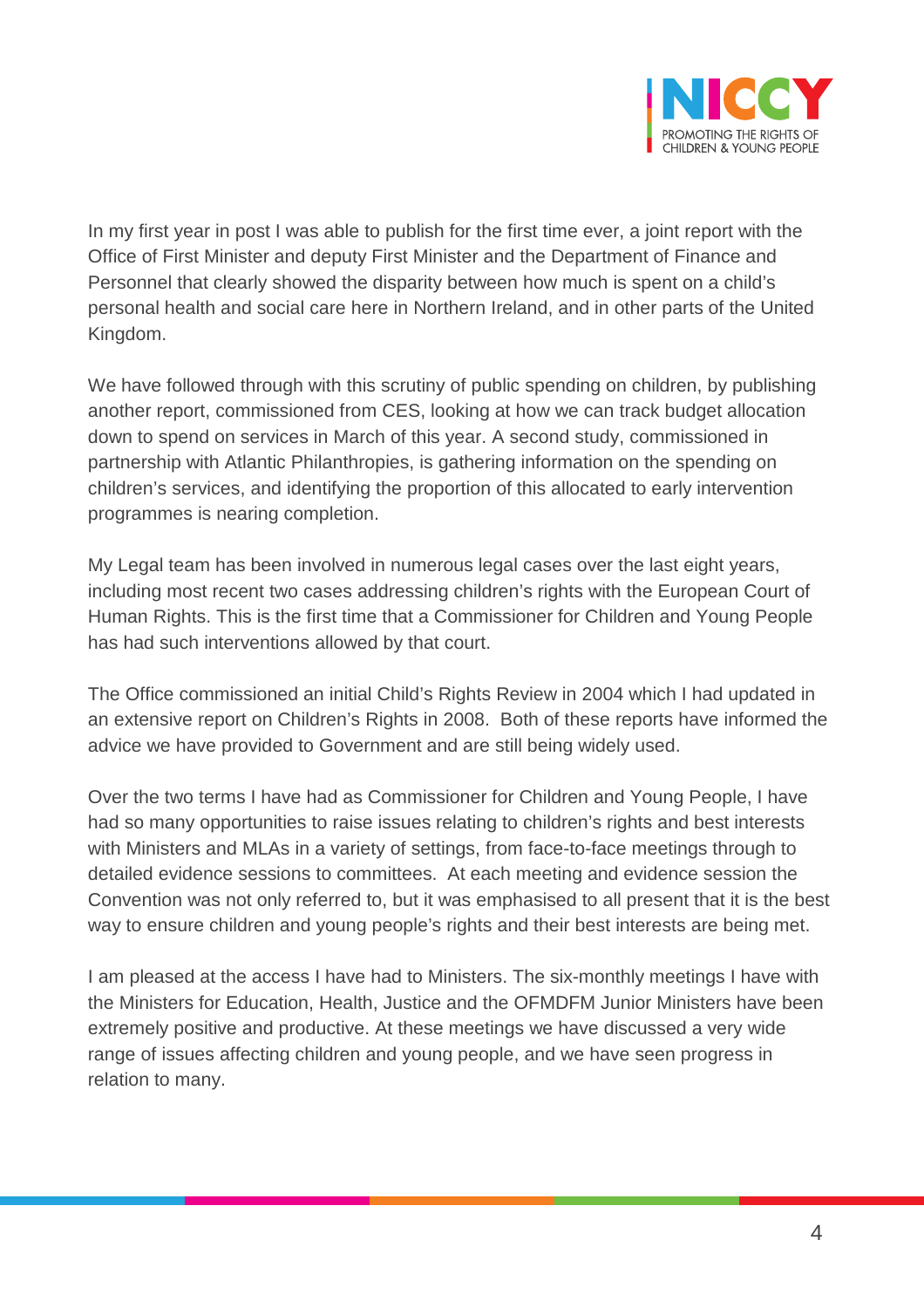In my first year in post I was able to publish for the first time ever, a joint report with the Office of First Minister and deputy First Minister and the Department of Finance and Personnel that clearly showed the disparity between how much is spent on a child's personal health and social care here in Northern Ireland, and in other parts of the United Kingdom.

We have followed through with this scrutiny of public spending on children, by publishing another report, commissioned from CES, looking at how we can track budget allocation down to spend on services in March of this year. A second study, commissioned in partnership with Atlantic Philanthropies, is gathering information on the spending on children's services, and identifying the proportion of this allocated to early intervention programmes is nearing completion.

My Legal team has been involved in numerous legal cases over the last eight years, including most recent two cases addressing children's rights with the European Court of Human Rights. This is the first time that a Commissioner for Children and Young People has had such interventions allowed by that court.

The Office commissioned an initial Child's Rights Review in 2004 which I had updated in an extensive report on Children's Rights in 2008. Both of these reports have informed the advice we have provided to Government and are still being widely used.

Over the two terms I have had as Commissioner for Children and Young People, I have had so many opportunities to raise issues relating to children's rights and best interests with Ministers and MLAs in a variety of settings, from face-to-face meetings through to detailed evidence sessions to committees. At each meeting and evidence session the Convention was not only referred to, but it was emphasised to all present that it is the best way to ensure children and young people's rights and their best interests are being met.

I am pleased at the access I have had to Ministers. The six-monthly meetings I have with the Ministers for Education, Health, Justice and the OFMDFM Junior Ministers have been extremely positive and productive. At these meetings we have discussed a very wide range of issues affecting children and young people, and we have seen progress in relation to many.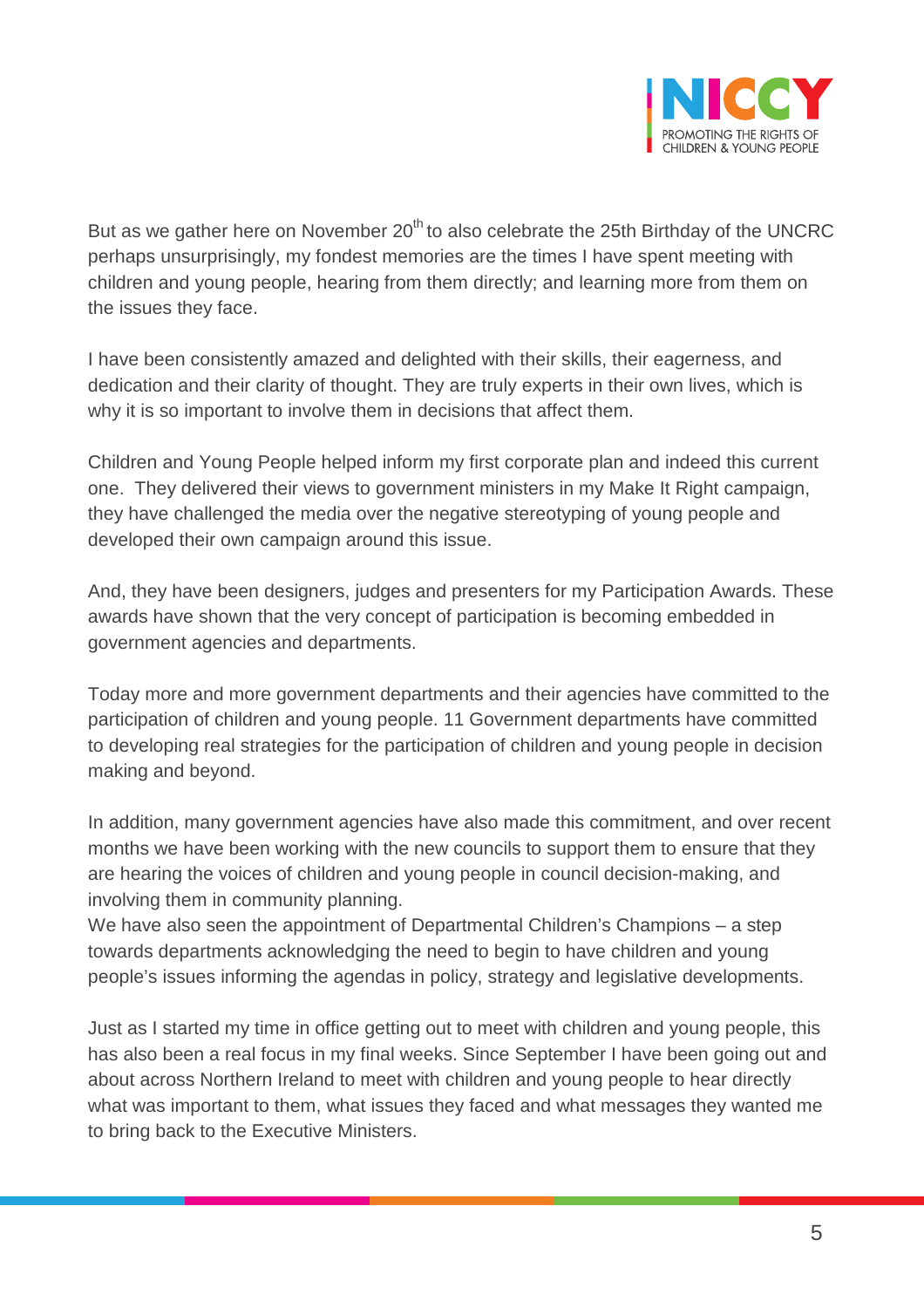But as we gather here on November 20th to also celebrate the 25th Birthday of the UNCRC perhaps unsurprisingly, my fondest memories are the times I have spent meeting with children and young people, hearing from them directly; and learning more from them on the issues they face.

I have been consistently amazed and delighted with their skills, their eagerness, and dedication and their clarity of thought. They are truly experts in their own lives, which is why it is so important to involve them in decisions that affect them.

Children and Young People helped inform my first corporate plan and indeed this current one. They delivered their views to government ministers in my Make It Right campaign, they have challenged the media over the negative stereotyping of young people and developed their own campaign around this issue.

And, they have been designers, judges and presenters for my Participation Awards. These awards have shown that the very concept of participation is becoming embedded in government agencies and departments.

Today more and more government departments and their agencies have committed to the participation of children and young people. 11 Government departments have committed to developing real strategies for the participation of children and young people in decision making and beyond.

In addition, many government agencies have also made this commitment, and over recent months we have been working with the new councils to support them to ensure that they are hearing the voices of children and young people in council decision-making, and involving them in community planning.

We have also seen the appointment of Departmental Children's Champions – a step towards departments acknowledging the need to begin to have children and young people's issues informing the agendas in policy, strategy and legislative developments.

Just as I started my time in office getting out to meet with children and young people, this has also been a real focus in my final weeks. Since September I have been going out and about across Northern Ireland to meet with children and young people to hear directly what was important to them, what issues they faced and what messages they wanted me to bring back to the Executive Ministers.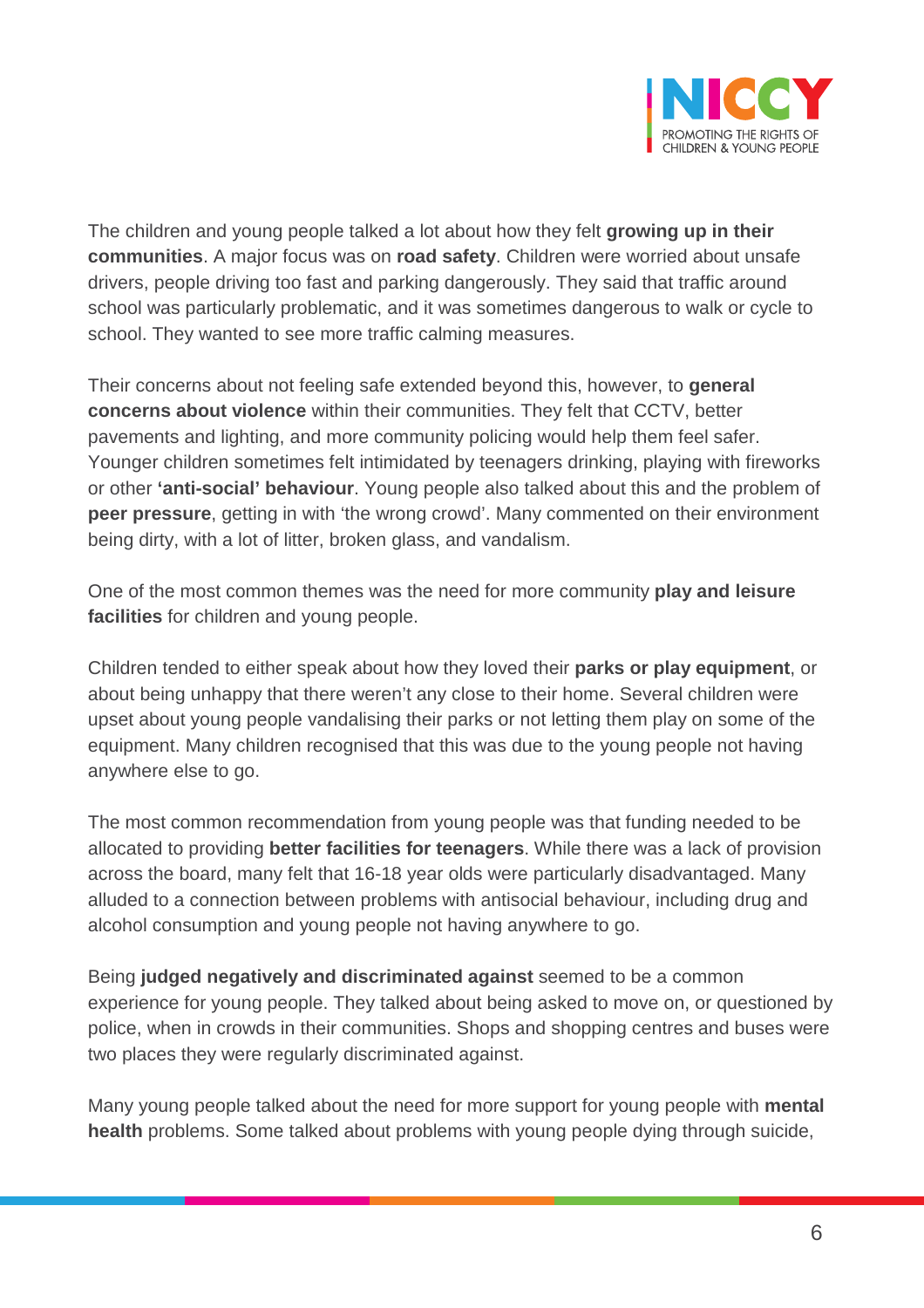The children and young people talked a lot about how they felt **growing up in their communities**. A major focus was on **road safety**. Children were worried about unsafe drivers, people driving too fast and parking dangerously. They said that traffic around school was particularly problematic, and it was sometimes dangerous to walk or cycle to school. They wanted to see more traffic calming measures.

Their concerns about not feeling safe extended beyond this, however, to **general concerns about violence** within their communities. They felt that CCTV, better pavements and lighting, and more community policing would help them feel safer. Younger children sometimes felt intimidated by teenagers drinking, playing with fireworks or other **'anti-social' behaviour**. Young people also talked about this and the problem of **peer pressure**, getting in with 'the wrong crowd'. Many commented on their environment being dirty, with a lot of litter, broken glass, and vandalism.

One of the most common themes was the need for more community **play and leisure facilities** for children and young people.

Children tended to either speak about how they loved their **parks or play equipment**, or about being unhappy that there weren't any close to their home. Several children were upset about young people vandalising their parks or not letting them play on some of the equipment. Many children recognised that this was due to the young people not having anywhere else to go.

The most common recommendation from young people was that funding needed to be allocated to providing **better facilities for teenagers**. While there was a lack of provision across the board, many felt that 16-18 year olds were particularly disadvantaged. Many alluded to a connection between problems with antisocial behaviour, including drug and alcohol consumption and young people not having anywhere to go.

Being **judged negatively and discriminated against** seemed to be a common experience for young people. They talked about being asked to move on, or questioned by police, when in crowds in their communities. Shops and shopping centres and buses were two places they were regularly discriminated against.

Many young people talked about the need for more support for young people with **mental health** problems. Some talked about problems with young people dying through suicide,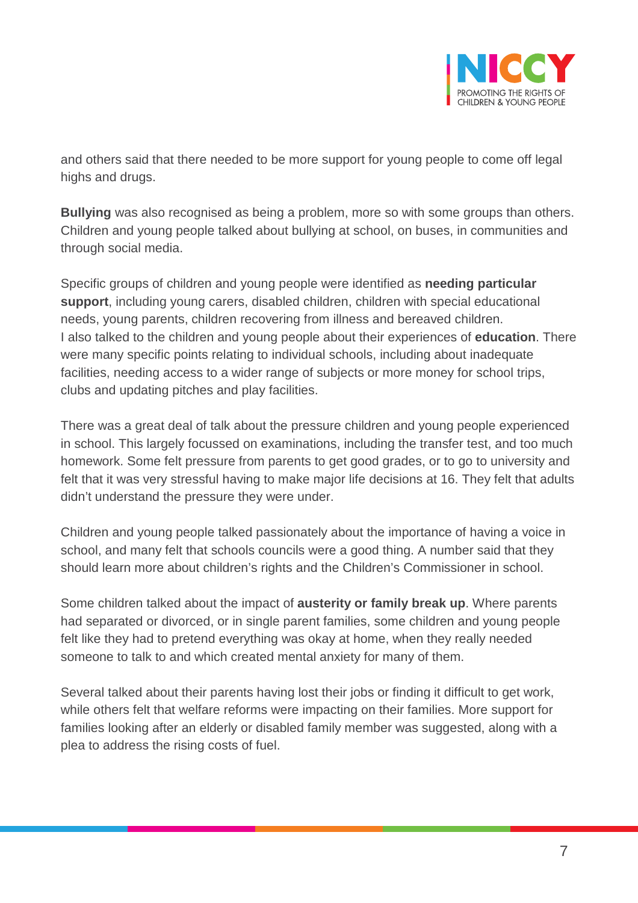and others said that there needed to be more support for young people to come off legal highs and drugs.

**Bullying** was also recognised as being a problem, more so with some groups than others. Children and young people talked about bullying at school, on buses, in communities and through social media.

Specific groups of children and young people were identified as **needing particular support**, including young carers, disabled children, children with special educational needs, young parents, children recovering from illness and bereaved children.
I also talked to the children and young people about their experiences of **education**. There were many specific points relating to individual schools, including about inadequate facilities, needing access to a wider range of subjects or more money for school trips, clubs and updating pitches and play facilities.

There was a great deal of talk about the pressure children and young people experienced in school. This largely focussed on examinations, including the transfer test, and too much homework. Some felt pressure from parents to get good grades, or to go to university and felt that it was very stressful having to make major life decisions at 16. They felt that adults didn't understand the pressure they were under.

Children and young people talked passionately about the importance of having a voice in school, and many felt that schools councils were a good thing. A number said that they should learn more about children's rights and the Children's Commissioner in school.

Some children talked about the impact of **austerity or family break up**. Where parents had separated or divorced, or in single parent families, some children and young people felt like they had to pretend everything was okay at home, when they really needed someone to talk to and which created mental anxiety for many of them.

Several talked about their parents having lost their jobs or finding it difficult to get work, while others felt that welfare reforms were impacting on their families. More support for families looking after an elderly or disabled family member was suggested, along with a plea to address the rising costs of fuel.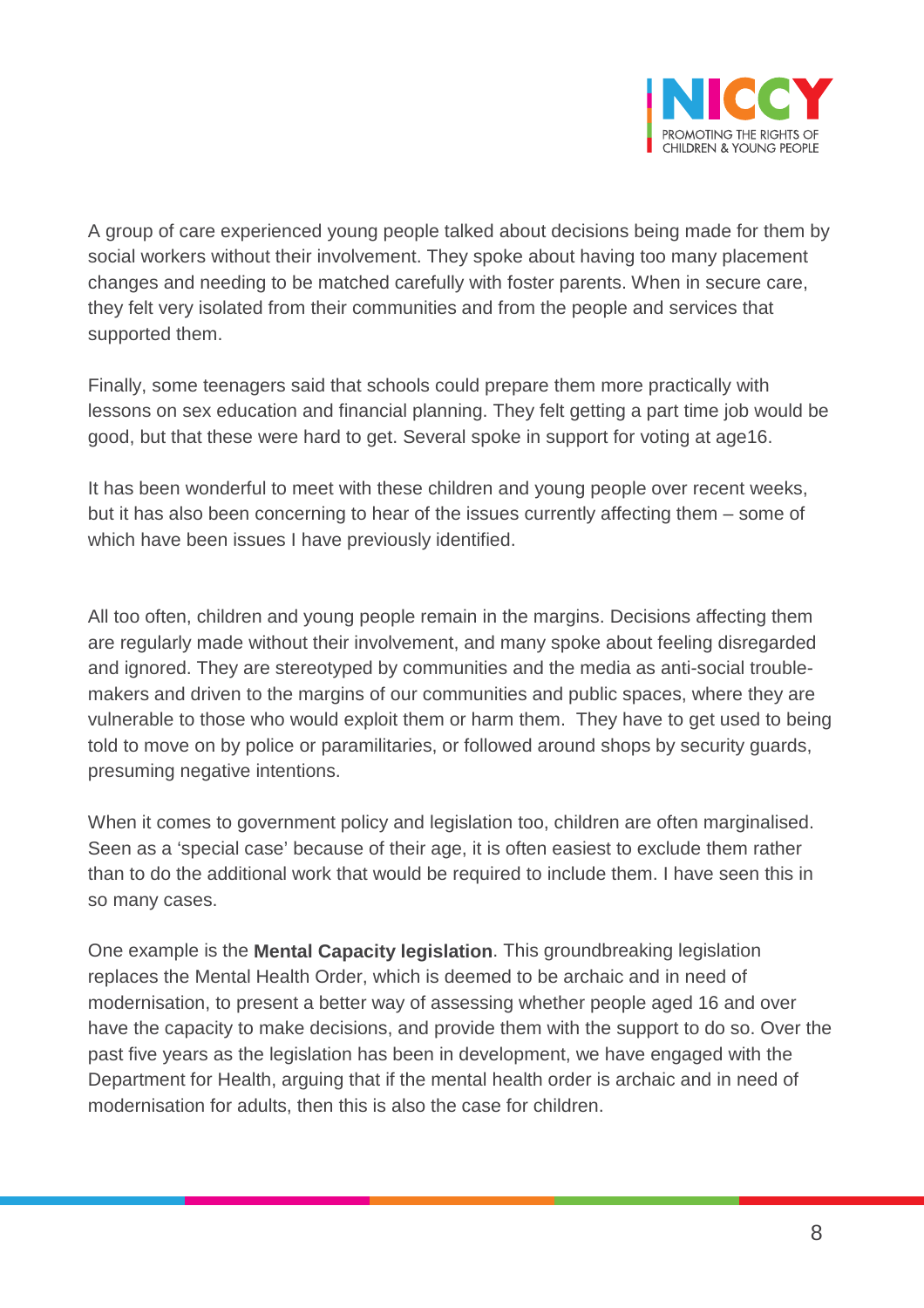A group of care experienced young people talked about decisions being made for them by social workers without their involvement. They spoke about having too many placement changes and needing to be matched carefully with foster parents. When in secure care, they felt very isolated from their communities and from the people and services that supported them.

Finally, some teenagers said that schools could prepare them more practically with lessons on sex education and financial planning. They felt getting a part time job would be good, but that these were hard to get. Several spoke in support for voting at age16.

It has been wonderful to meet with these children and young people over recent weeks, but it has also been concerning to hear of the issues currently affecting them – some of which have been issues I have previously identified.

All too often, children and young people remain in the margins. Decisions affecting them are regularly made without their involvement, and many spoke about feeling disregarded and ignored. They are stereotyped by communities and the media as anti-social trouble-makers and driven to the margins of our communities and public spaces, where they are vulnerable to those who would exploit them or harm them. They have to get used to being told to move on by police or paramilitaries, or followed around shops by security guards, presuming negative intentions.

When it comes to government policy and legislation too, children are often marginalised. Seen as a 'special case' because of their age, it is often easiest to exclude them rather than to do the additional work that would be required to include them. I have seen this in so many cases.

One example is the **Mental Capacity legislation**. This groundbreaking legislation replaces the Mental Health Order, which is deemed to be archaic and in need of modernisation, to present a better way of assessing whether people aged 16 and over have the capacity to make decisions, and provide them with the support to do so. Over the past five years as the legislation has been in development, we have engaged with the Department for Health, arguing that if the mental health order is archaic and in need of modernisation for adults, then this is also the case for children.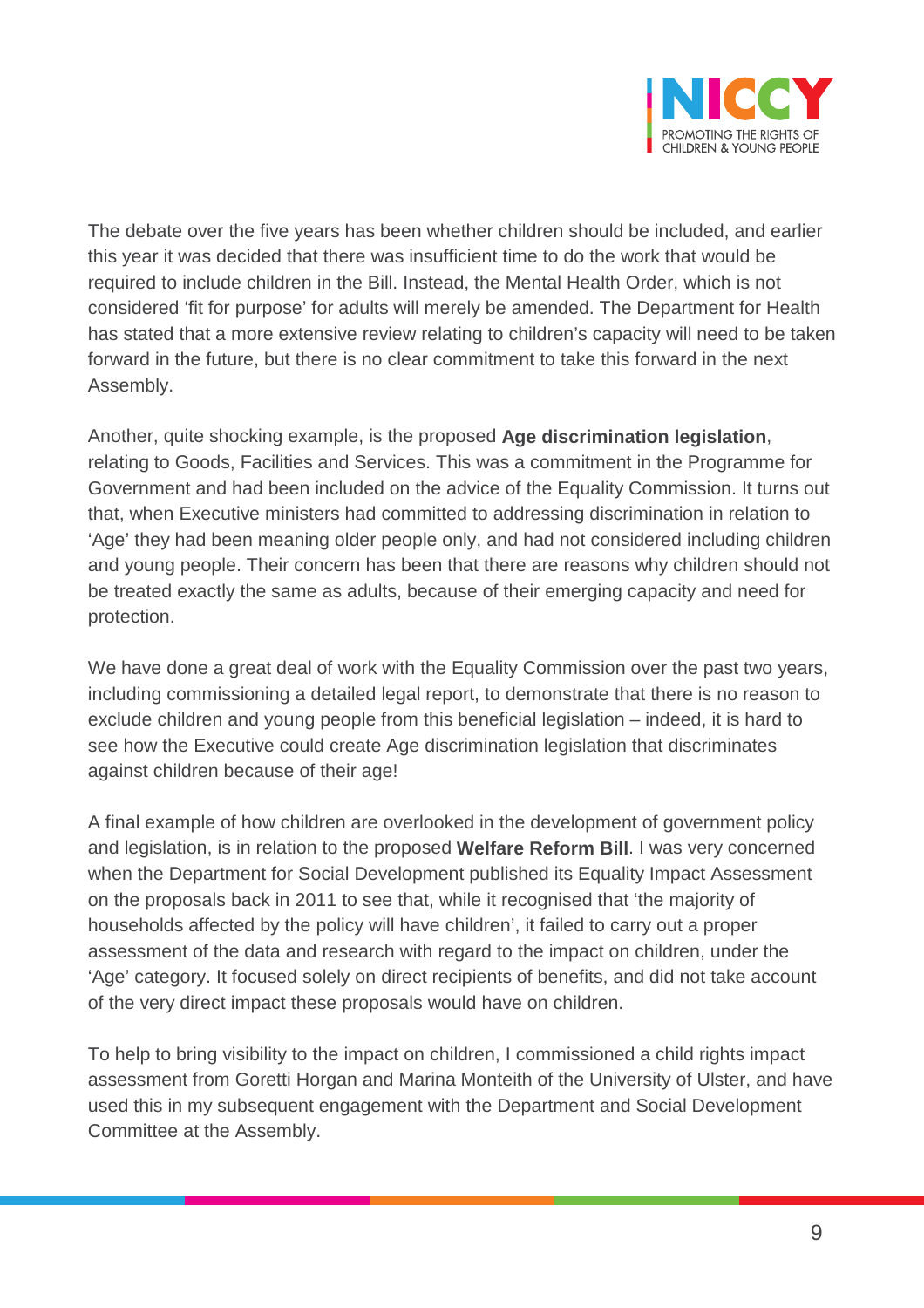The debate over the five years has been whether children should be included, and earlier this year it was decided that there was insufficient time to do the work that would be required to include children in the Bill. Instead, the Mental Health Order, which is not considered 'fit for purpose' for adults will merely be amended. The Department for Health has stated that a more extensive review relating to children's capacity will need to be taken forward in the future, but there is no clear commitment to take this forward in the next Assembly.

Another, quite shocking example, is the proposed **Age discrimination legislation**, relating to Goods, Facilities and Services. This was a commitment in the Programme for Government and had been included on the advice of the Equality Commission. It turns out that, when Executive ministers had committed to addressing discrimination in relation to 'Age' they had been meaning older people only, and had not considered including children and young people. Their concern has been that there are reasons why children should not be treated exactly the same as adults, because of their emerging capacity and need for protection.

We have done a great deal of work with the Equality Commission over the past two years, including commissioning a detailed legal report, to demonstrate that there is no reason to exclude children and young people from this beneficial legislation – indeed, it is hard to see how the Executive could create Age discrimination legislation that discriminates against children because of their age!

A final example of how children are overlooked in the development of government policy and legislation, is in relation to the proposed **Welfare Reform Bill**. I was very concerned when the Department for Social Development published its Equality Impact Assessment on the proposals back in 2011 to see that, while it recognised that 'the majority of households affected by the policy will have children', it failed to carry out a proper assessment of the data and research with regard to the impact on children, under the 'Age' category. It focused solely on direct recipients of benefits, and did not take account of the very direct impact these proposals would have on children.

To help to bring visibility to the impact on children, I commissioned a child rights impact assessment from Goretti Horgan and Marina Monteith of the University of Ulster, and have used this in my subsequent engagement with the Department and Social Development Committee at the Assembly.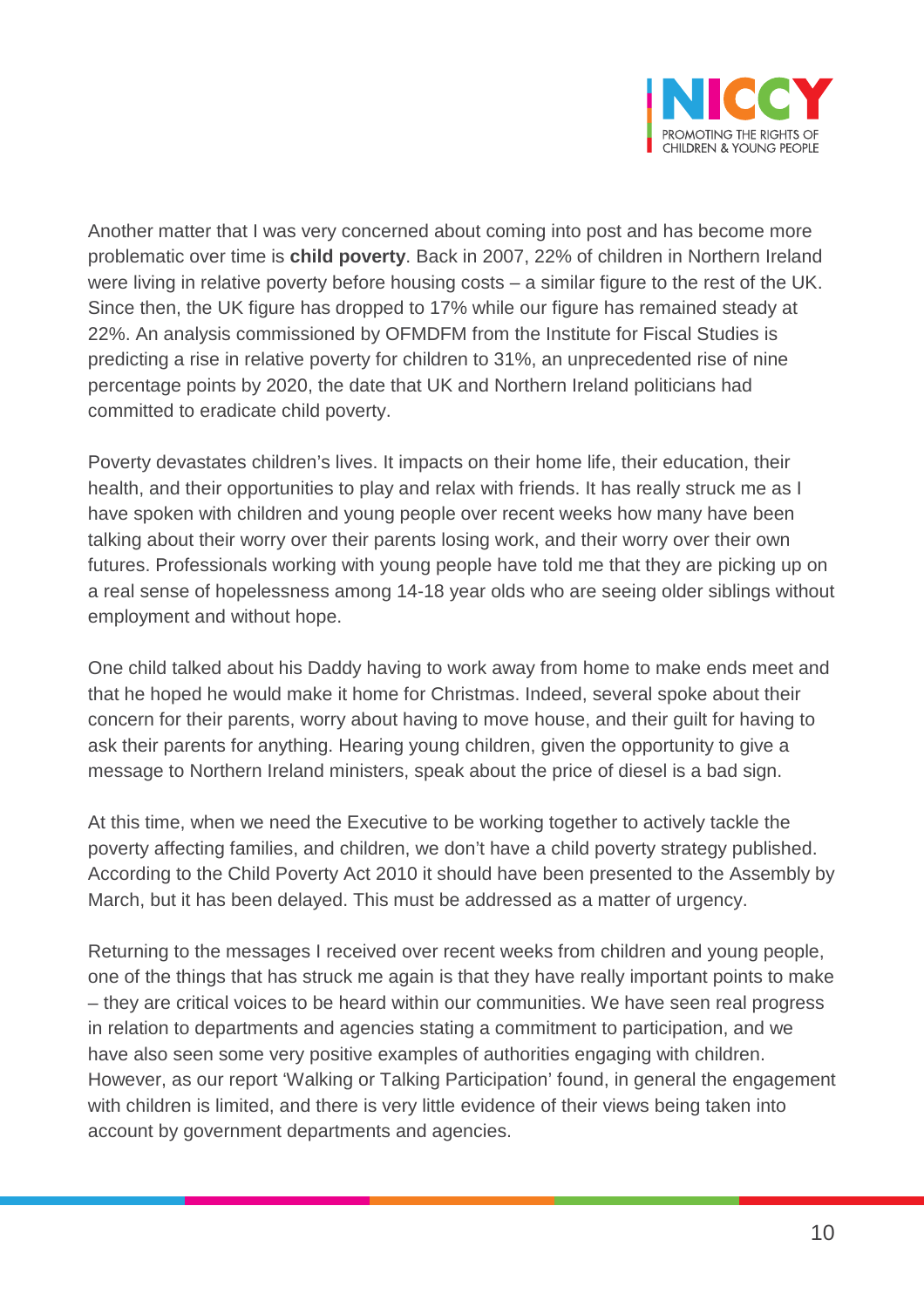Another matter that I was very concerned about coming into post and has become more problematic over time is **child poverty**. Back in 2007, 22% of children in Northern Ireland were living in relative poverty before housing costs – a similar figure to the rest of the UK. Since then, the UK figure has dropped to 17% while our figure has remained steady at 22%. An analysis commissioned by OFMDFM from the Institute for Fiscal Studies is predicting a rise in relative poverty for children to 31%, an unprecedented rise of nine percentage points by 2020, the date that UK and Northern Ireland politicians had committed to eradicate child poverty.

Poverty devastates children's lives. It impacts on their home life, their education, their health, and their opportunities to play and relax with friends. It has really struck me as I have spoken with children and young people over recent weeks how many have been talking about their worry over their parents losing work, and their worry over their own futures. Professionals working with young people have told me that they are picking up on a real sense of hopelessness among 14-18 year olds who are seeing older siblings without employment and without hope.

One child talked about his Daddy having to work away from home to make ends meet and that he hoped he would make it home for Christmas. Indeed, several spoke about their concern for their parents, worry about having to move house, and their guilt for having to ask their parents for anything. Hearing young children, given the opportunity to give a message to Northern Ireland ministers, speak about the price of diesel is a bad sign.

At this time, when we need the Executive to be working together to actively tackle the poverty affecting families, and children, we don't have a child poverty strategy published. According to the Child Poverty Act 2010 it should have been presented to the Assembly by March, but it has been delayed. This must be addressed as a matter of urgency.

Returning to the messages I received over recent weeks from children and young people, one of the things that has struck me again is that they have really important points to make – they are critical voices to be heard within our communities. We have seen real progress in relation to departments and agencies stating a commitment to participation, and we have also seen some very positive examples of authorities engaging with children. However, as our report 'Walking or Talking Participation' found, in general the engagement with children is limited, and there is very little evidence of their views being taken into account by government departments and agencies.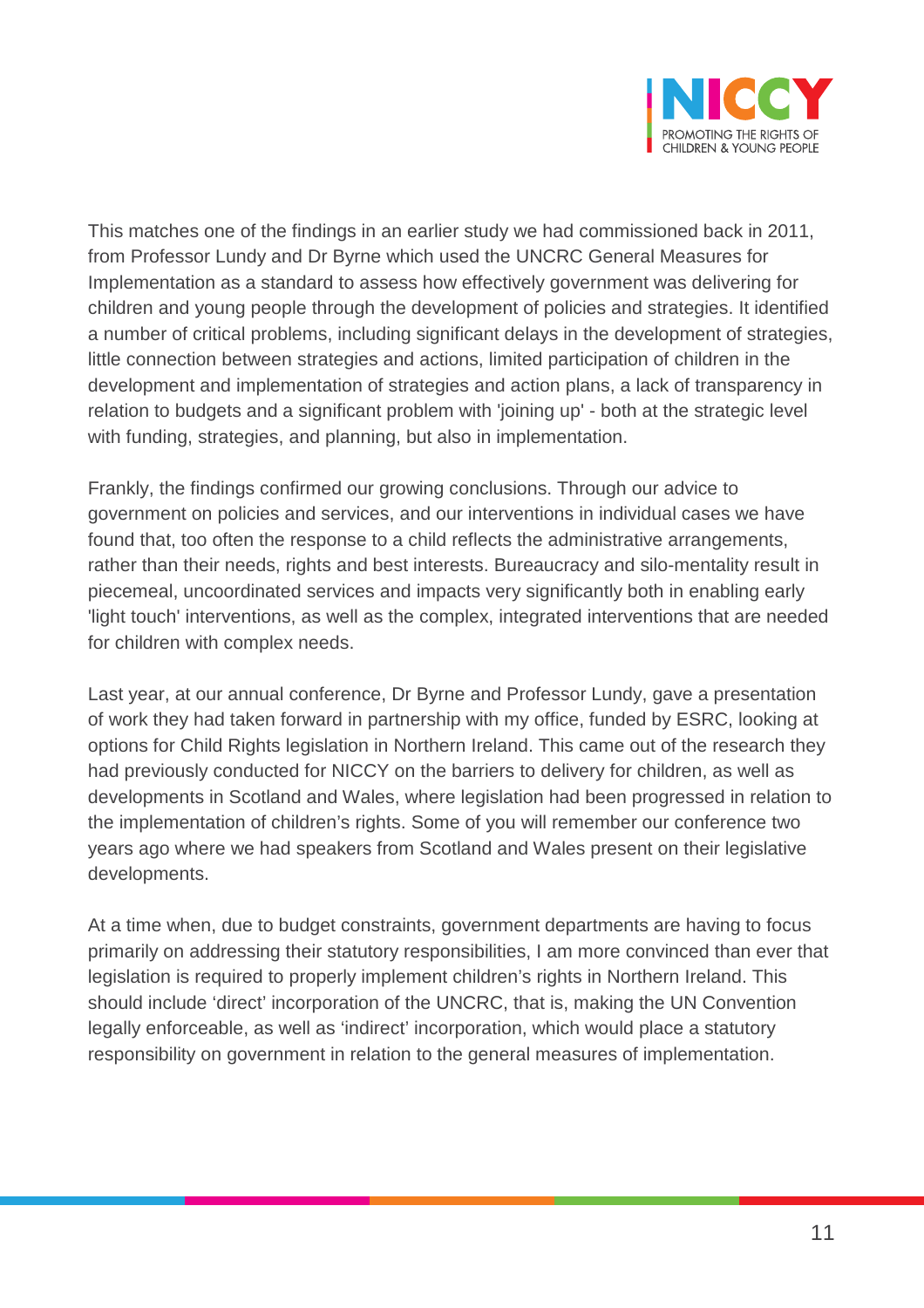This matches one of the findings in an earlier study we had commissioned back in 2011, from Professor Lundy and Dr Byrne which used the UNCRC General Measures for Implementation as a standard to assess how effectively government was delivering for children and young people through the development of policies and strategies. It identified a number of critical problems, including significant delays in the development of strategies, little connection between strategies and actions, limited participation of children in the development and implementation of strategies and action plans, a lack of transparency in relation to budgets and a significant problem with 'joining up' - both at the strategic level with funding, strategies, and planning, but also in implementation.

Frankly, the findings confirmed our growing conclusions. Through our advice to government on policies and services, and our interventions in individual cases we have found that, too often the response to a child reflects the administrative arrangements, rather than their needs, rights and best interests. Bureaucracy and silo-mentality result in piecemeal, uncoordinated services and impacts very significantly both in enabling early 'light touch' interventions, as well as the complex, integrated interventions that are needed for children with complex needs.

Last year, at our annual conference, Dr Byrne and Professor Lundy, gave a presentation of work they had taken forward in partnership with my office, funded by ESRC, looking at options for Child Rights legislation in Northern Ireland. This came out of the research they had previously conducted for NICCY on the barriers to delivery for children, as well as developments in Scotland and Wales, where legislation had been progressed in relation to the implementation of children's rights. Some of you will remember our conference two years ago where we had speakers from Scotland and Wales present on their legislative developments.

At a time when, due to budget constraints, government departments are having to focus primarily on addressing their statutory responsibilities, I am more convinced than ever that legislation is required to properly implement children's rights in Northern Ireland. This should include 'direct' incorporation of the UNCRC, that is, making the UN Convention legally enforceable, as well as 'indirect' incorporation, which would place a statutory responsibility on government in relation to the general measures of implementation.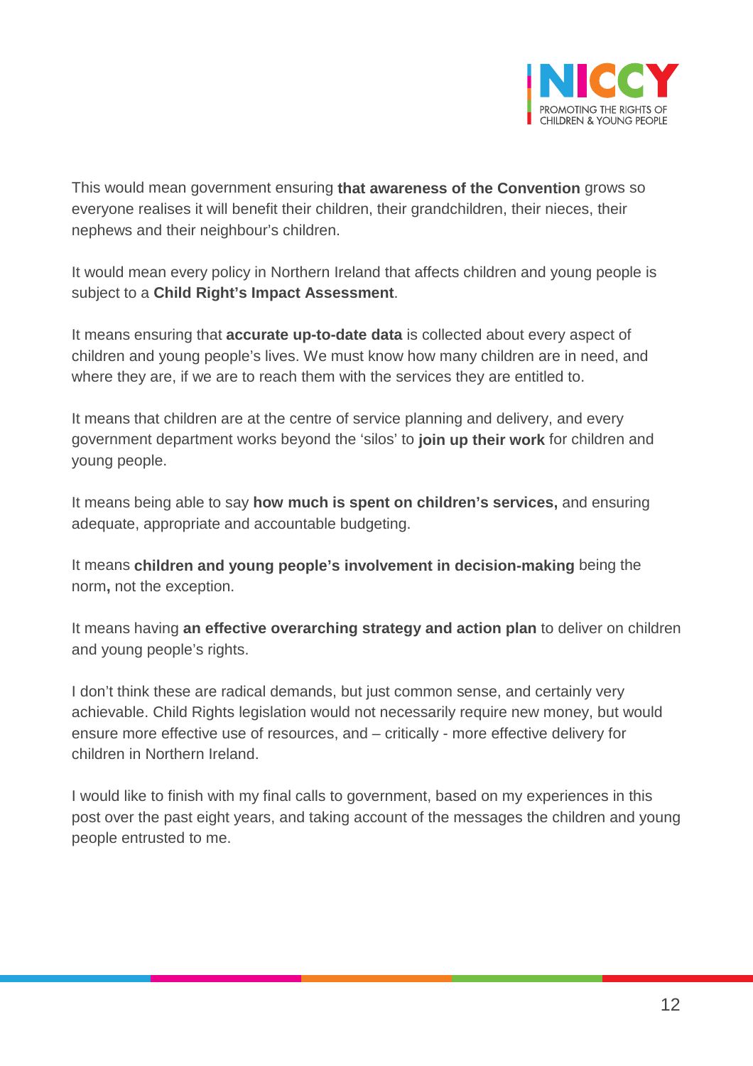This would mean government ensuring **that awareness of the Convention** grows so everyone realises it will benefit their children, their grandchildren, their nieces, their nephews and their neighbour's children.

It would mean every policy in Northern Ireland that affects children and young people is subject to a **Child Right's Impact Assessment**.

It means ensuring that **accurate up-to-date data** is collected about every aspect of children and young people's lives. We must know how many children are in need, and where they are, if we are to reach them with the services they are entitled to.

It means that children are at the centre of service planning and delivery, and every government department works beyond the 'silos' to **join up their work** for children and young people.

It means being able to say **how much is spent on children's services,** and ensuring adequate, appropriate and accountable budgeting.

It means **children and young people's involvement in decision-making** being the norm**,** not the exception.

It means having **an effective overarching strategy and action plan** to deliver on children and young people's rights.

I don't think these are radical demands, but just common sense, and certainly very achievable. Child Rights legislation would not necessarily require new money, but would ensure more effective use of resources, and – critically - more effective delivery for children in Northern Ireland.

I would like to finish with my final calls to government, based on my experiences in this post over the past eight years, and taking account of the messages the children and young people entrusted to me.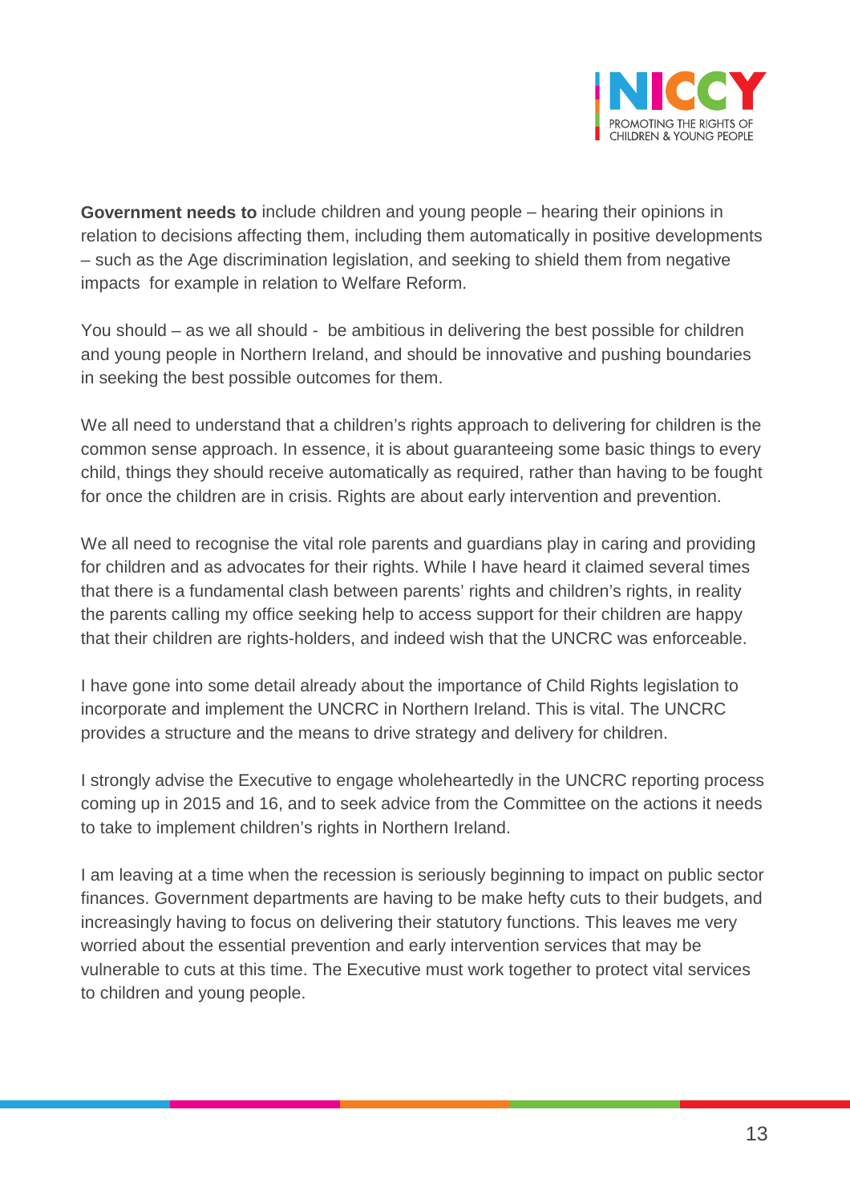**Government needs to** include children and young people – hearing their opinions in relation to decisions affecting them, including them automatically in positive developments – such as the Age discrimination legislation, and seeking to shield them from negative impacts  for example in relation to Welfare Reform.

You should – as we all should -  be ambitious in delivering the best possible for children and young people in Northern Ireland, and should be innovative and pushing boundaries in seeking the best possible outcomes for them.

We all need to understand that a children's rights approach to delivering for children is the common sense approach. In essence, it is about guaranteeing some basic things to every child, things they should receive automatically as required, rather than having to be fought for once the children are in crisis. Rights are about early intervention and prevention.

We all need to recognise the vital role parents and guardians play in caring and providing for children and as advocates for their rights. While I have heard it claimed several times that there is a fundamental clash between parents' rights and children's rights, in reality the parents calling my office seeking help to access support for their children are happy that their children are rights-holders, and indeed wish that the UNCRC was enforceable.

I have gone into some detail already about the importance of Child Rights legislation to incorporate and implement the UNCRC in Northern Ireland. This is vital. The UNCRC provides a structure and the means to drive strategy and delivery for children.

I strongly advise the Executive to engage wholeheartedly in the UNCRC reporting process coming up in 2015 and 16, and to seek advice from the Committee on the actions it needs to take to implement children's rights in Northern Ireland.

I am leaving at a time when the recession is seriously beginning to impact on public sector finances. Government departments are having to be make hefty cuts to their budgets, and increasingly having to focus on delivering their statutory functions. This leaves me very worried about the essential prevention and early intervention services that may be vulnerable to cuts at this time. The Executive must work together to protect vital services to children and young people.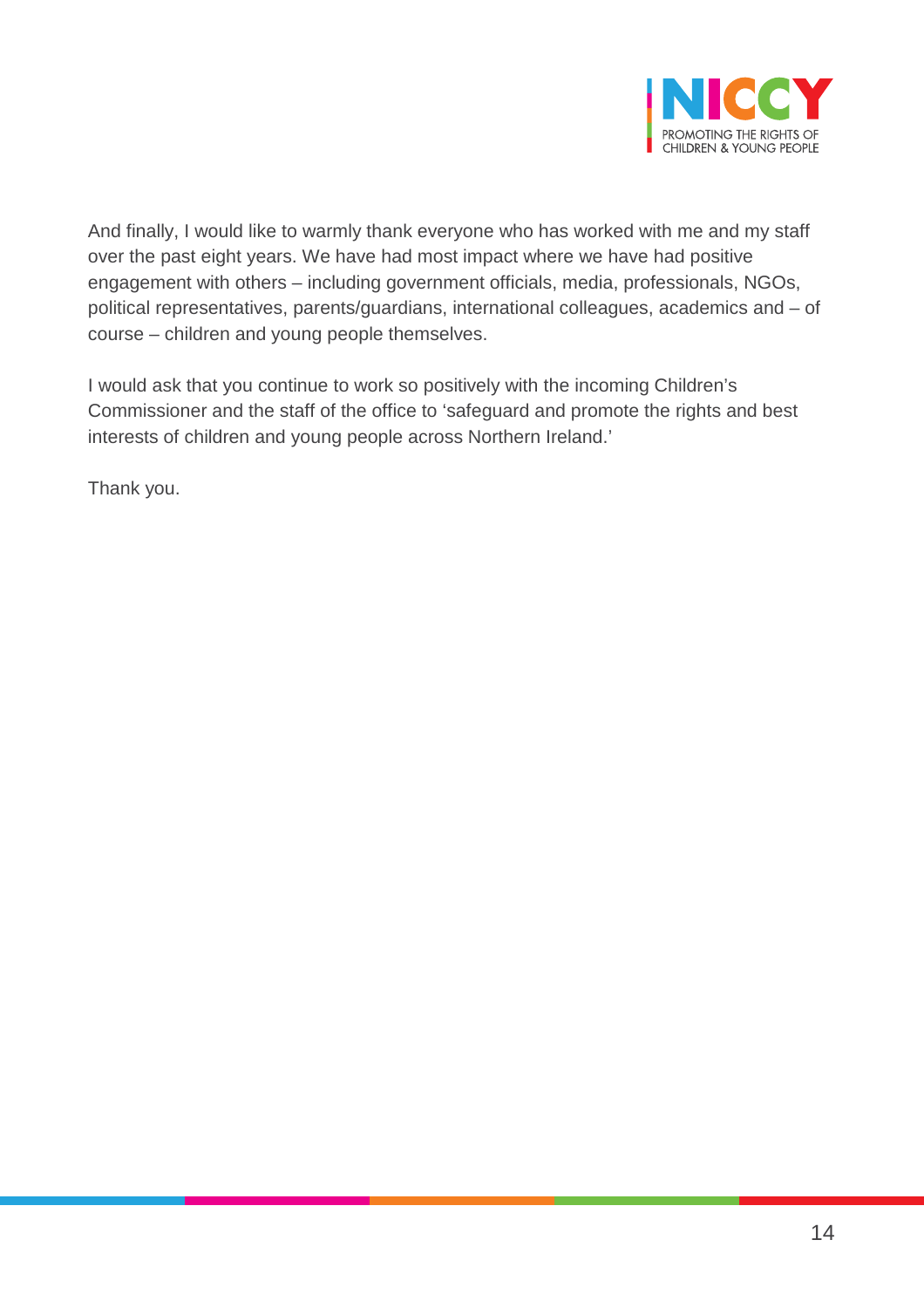And finally, I would like to warmly thank everyone who has worked with me and my staff over the past eight years. We have had most impact where we have had positive engagement with others – including government officials, media, professionals, NGOs, political representatives, parents/guardians, international colleagues, academics and – of course – children and young people themselves.

I would ask that you continue to work so positively with the incoming Children's Commissioner and the staff of the office to 'safeguard and promote the rights and best interests of children and young people across Northern Ireland.'

Thank you.